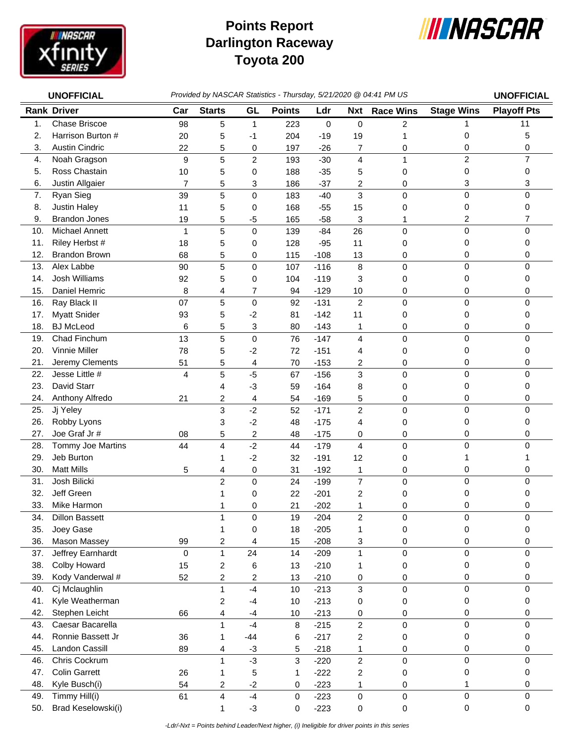# Points Report
# Darlington Raceway
# Toyota 200

**UNOFFICIAL** *Provided by NASCAR Statistics - Thursday, 5/21/2020 @ 04:41 PM US* **UNOFFICIAL**

| Rank | Driver | Car | Starts | GL | Points | Ldr | Nxt | Race Wins | Stage Wins | Playoff Pts |
|---|---|---|---|---|---|---|---|---|---|---|
| 1. | Chase Briscoe | 98 | 5 | 1 | 223 | 0 | 0 | 2 | 1 | 11 |
| 2. | Harrison Burton # | 20 | 5 | -1 | 204 | -19 | 19 | 1 | 0 | 5 |
| 3. | Austin Cindric | 22 | 5 | 0 | 197 | -26 | 7 | 0 | 0 | 0 |
| 4. | Noah Gragson | 9 | 5 | 2 | 193 | -30 | 4 | 1 | 2 | 7 |
| 5. | Ross Chastain | 10 | 5 | 0 | 188 | -35 | 5 | 0 | 0 | 0 |
| 6. | Justin Allgaier | 7 | 5 | 3 | 186 | -37 | 2 | 0 | 3 | 3 |
| 7. | Ryan Sieg | 39 | 5 | 0 | 183 | -40 | 3 | 0 | 0 | 0 |
| 8. | Justin Haley | 11 | 5 | 0 | 168 | -55 | 15 | 0 | 0 | 0 |
| 9. | Brandon Jones | 19 | 5 | -5 | 165 | -58 | 3 | 1 | 2 | 7 |
| 10. | Michael Annett | 1 | 5 | 0 | 139 | -84 | 26 | 0 | 0 | 0 |
| 11. | Riley Herbst # | 18 | 5 | 0 | 128 | -95 | 11 | 0 | 0 | 0 |
| 12. | Brandon Brown | 68 | 5 | 0 | 115 | -108 | 13 | 0 | 0 | 0 |
| 13. | Alex Labbe | 90 | 5 | 0 | 107 | -116 | 8 | 0 | 0 | 0 |
| 14. | Josh Williams | 92 | 5 | 0 | 104 | -119 | 3 | 0 | 0 | 0 |
| 15. | Daniel Hemric | 8 | 4 | 7 | 94 | -129 | 10 | 0 | 0 | 0 |
| 16. | Ray Black II | 07 | 5 | 0 | 92 | -131 | 2 | 0 | 0 | 0 |
| 17. | Myatt Snider | 93 | 5 | -2 | 81 | -142 | 11 | 0 | 0 | 0 |
| 18. | BJ McLeod | 6 | 5 | 3 | 80 | -143 | 1 | 0 | 0 | 0 |
| 19. | Chad Finchum | 13 | 5 | 0 | 76 | -147 | 4 | 0 | 0 | 0 |
| 20. | Vinnie Miller | 78 | 5 | -2 | 72 | -151 | 4 | 0 | 0 | 0 |
| 21. | Jeremy Clements | 51 | 5 | 4 | 70 | -153 | 2 | 0 | 0 | 0 |
| 22. | Jesse Little # | 4 | 5 | -5 | 67 | -156 | 3 | 0 | 0 | 0 |
| 23. | David Starr | | 4 | -3 | 59 | -164 | 8 | 0 | 0 | 0 |
| 24. | Anthony Alfredo | 21 | 2 | 4 | 54 | -169 | 5 | 0 | 0 | 0 |
| 25. | Jj Yeley | | 3 | -2 | 52 | -171 | 2 | 0 | 0 | 0 |
| 26. | Robby Lyons | | 3 | -2 | 48 | -175 | 4 | 0 | 0 | 0 |
| 27. | Joe Graf Jr # | 08 | 5 | 2 | 48 | -175 | 0 | 0 | 0 | 0 |
| 28. | Tommy Joe Martins | 44 | 4 | -2 | 44 | -179 | 4 | 0 | 0 | 0 |
| 29. | Jeb Burton | | 1 | -2 | 32 | -191 | 12 | 0 | 1 | 1 |
| 30. | Matt Mills | 5 | 4 | 0 | 31 | -192 | 1 | 0 | 0 | 0 |
| 31. | Josh Bilicki | | 2 | 0 | 24 | -199 | 7 | 0 | 0 | 0 |
| 32. | Jeff Green | | 1 | 0 | 22 | -201 | 2 | 0 | 0 | 0 |
| 33. | Mike Harmon | | 1 | 0 | 21 | -202 | 1 | 0 | 0 | 0 |
| 34. | Dillon Bassett | | 1 | 0 | 19 | -204 | 2 | 0 | 0 | 0 |
| 35. | Joey Gase | | 1 | 0 | 18 | -205 | 1 | 0 | 0 | 0 |
| 36. | Mason Massey | 99 | 2 | 4 | 15 | -208 | 3 | 0 | 0 | 0 |
| 37. | Jeffrey Earnhardt | 0 | 1 | 24 | 14 | -209 | 1 | 0 | 0 | 0 |
| 38. | Colby Howard | 15 | 2 | 6 | 13 | -210 | 1 | 0 | 0 | 0 |
| 39. | Kody Vanderwal # | 52 | 2 | 2 | 13 | -210 | 0 | 0 | 0 | 0 |
| 40. | Cj Mclaughlin | | 1 | -4 | 10 | -213 | 3 | 0 | 0 | 0 |
| 41. | Kyle Weatherman | | 2 | -4 | 10 | -213 | 0 | 0 | 0 | 0 |
| 42. | Stephen Leicht | 66 | 4 | -4 | 10 | -213 | 0 | 0 | 0 | 0 |
| 43. | Caesar Bacarella | | 1 | -4 | 8 | -215 | 2 | 0 | 0 | 0 |
| 44. | Ronnie Bassett Jr | 36 | 1 | -44 | 6 | -217 | 2 | 0 | 0 | 0 |
| 45. | Landon Cassill | 89 | 4 | -3 | 5 | -218 | 1 | 0 | 0 | 0 |
| 46. | Chris Cockrum | | 1 | -3 | 3 | -220 | 2 | 0 | 0 | 0 |
| 47. | Colin Garrett | 26 | 1 | 5 | 1 | -222 | 2 | 0 | 0 | 0 |
| 48. | Kyle Busch(i) | 54 | 2 | -2 | 0 | -223 | 1 | 0 | 1 | 0 |
| 49. | Timmy Hill(i) | 61 | 4 | -4 | 0 | -223 | 0 | 0 | 0 | 0 |
| 50. | Brad Keselowski(i) | | 1 | -3 | 0 | -223 | 0 | 0 | 0 | 0 |

*-Ldr/-Nxt = Points behind Leader/Next higher, (i) Ineligible for driver points in this series*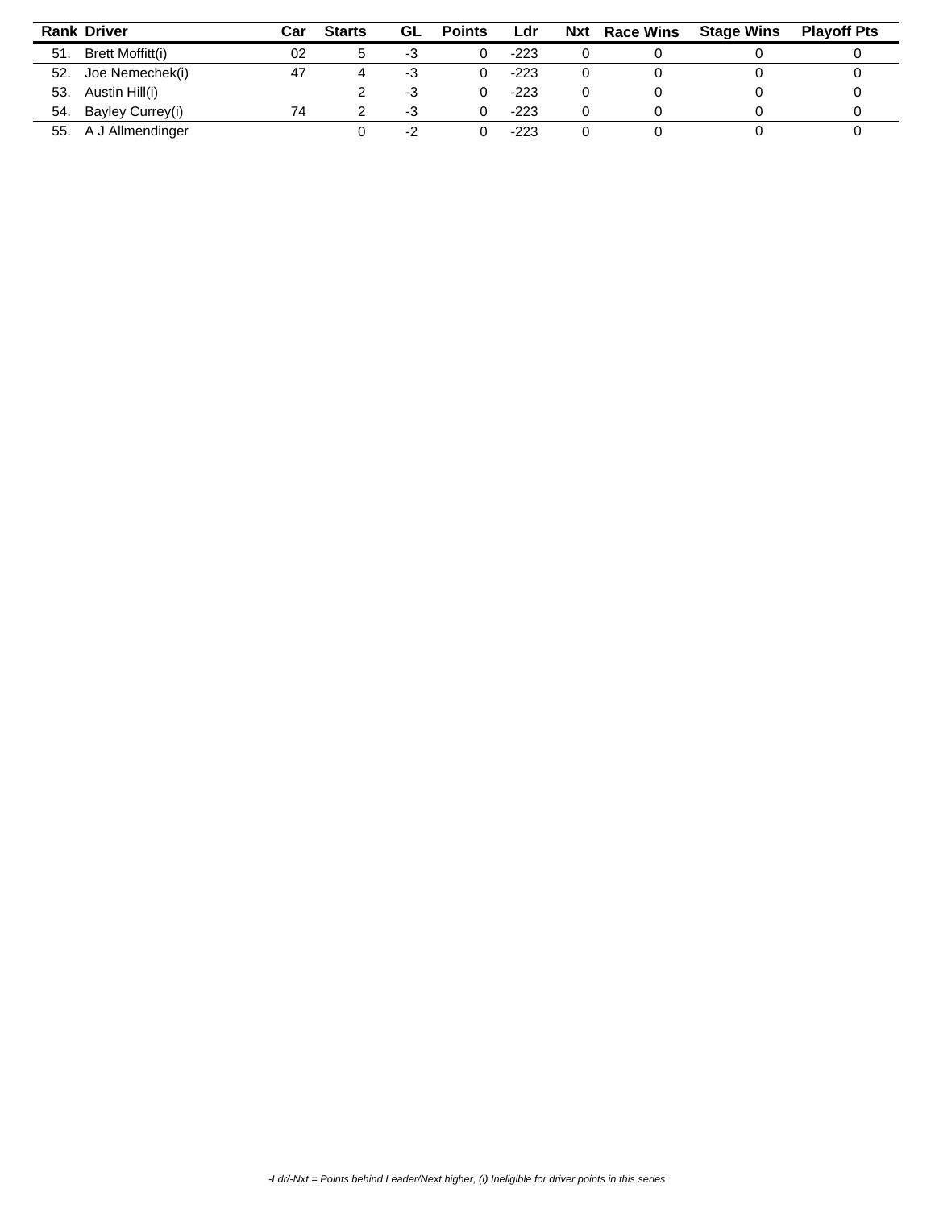| Rank | Driver | Car | Starts | GL | Points | Ldr | Nxt | Race Wins | Stage Wins | Playoff Pts |
|---|---|---|---|---|---|---|---|---|---|---|
| 51. | Brett Moffitt(i) | 02 | 5 | -3 | 0 | -223 | 0 | 0 | 0 | 0 |
| 52. | Joe Nemechek(i) | 47 | 4 | -3 | 0 | -223 | 0 | 0 | 0 | 0 |
| 53. | Austin Hill(i) | | 2 | -3 | 0 | -223 | 0 | 0 | 0 | 0 |
| 54. | Bayley Currey(i) | 74 | 2 | -3 | 0 | -223 | 0 | 0 | 0 | 0 |
| 55. | A J Allmendinger | | 0 | -2 | 0 | -223 | 0 | 0 | 0 | 0 |

*-Ldr/-Nxt = Points behind Leader/Next higher, (i) Ineligible for driver points in this series*